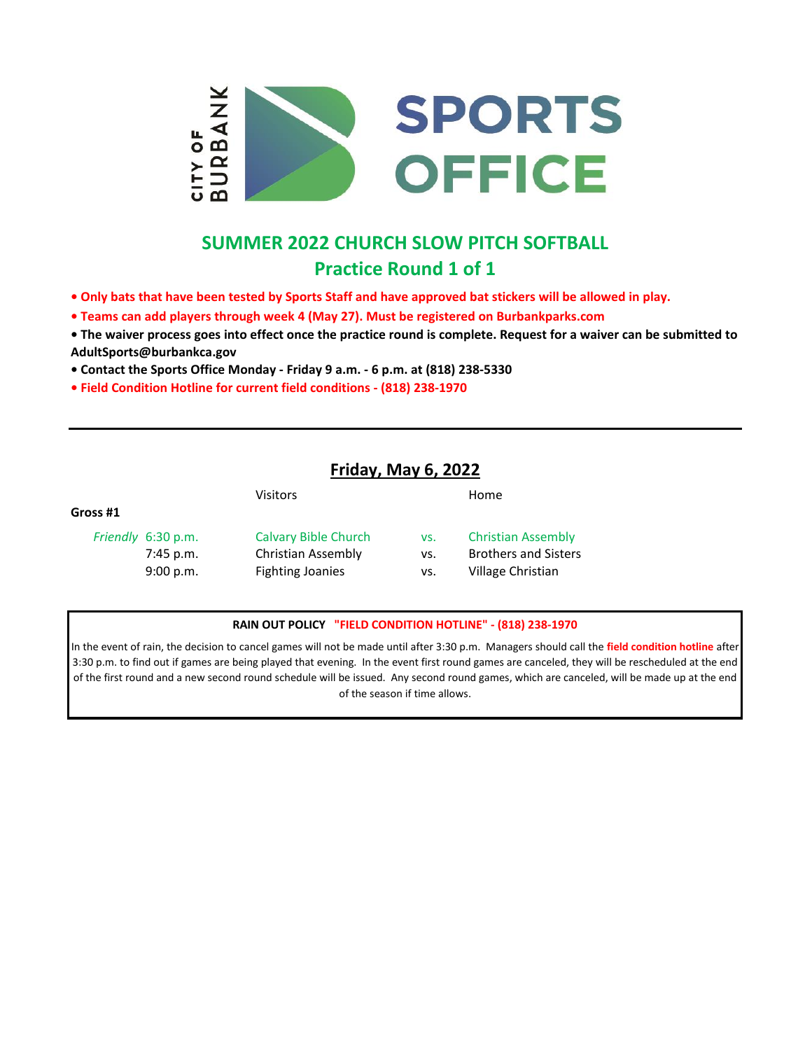CITY OF BURBANK SPORTS OFFICE

# SUMMER 2022 CHURCH SLOW PITCH SOFTBALL

## Practice Round 1 of 1

- **Only bats that have been tested by Sports Staff and have approved bat stickers will be allowed in play.**
- **Teams can add players through week 4 (May 27). Must be registered on Burbankparks.com**
- **The waiver process goes into effect once the practice round is complete. Request for a waiver can be submitted to AdultSports@burbankca.gov**
- **Contact the Sports Office Monday - Friday 9 a.m. - 6 p.m. at (818) 238-5330**
- **Field Condition Hotline for current field conditions - (818) 238-1970**

---

## Friday, May 6, 2022

**Gross #1**

| | Time | Visitors | | Home |
|---|---|---|---|---|
| *Friendly* | 6:30 p.m. | Calvary Bible Church | vs. | Christian Assembly |
| | 7:45 p.m. | Christian Assembly | vs. | Brothers and Sisters |
| | 9:00 p.m. | Fighting Joanies | vs. | Village Christian |

**RAIN OUT POLICY "FIELD CONDITION HOTLINE" - (818) 238-1970**

In the event of rain, the decision to cancel games will not be made until after 3:30 p.m. Managers should call the **field condition hotline** after 3:30 p.m. to find out if games are being played that evening. In the event first round games are canceled, they will be rescheduled at the end of the first round and a new second round schedule will be issued. Any second round games, which are canceled, will be made up at the end of the season if time allows.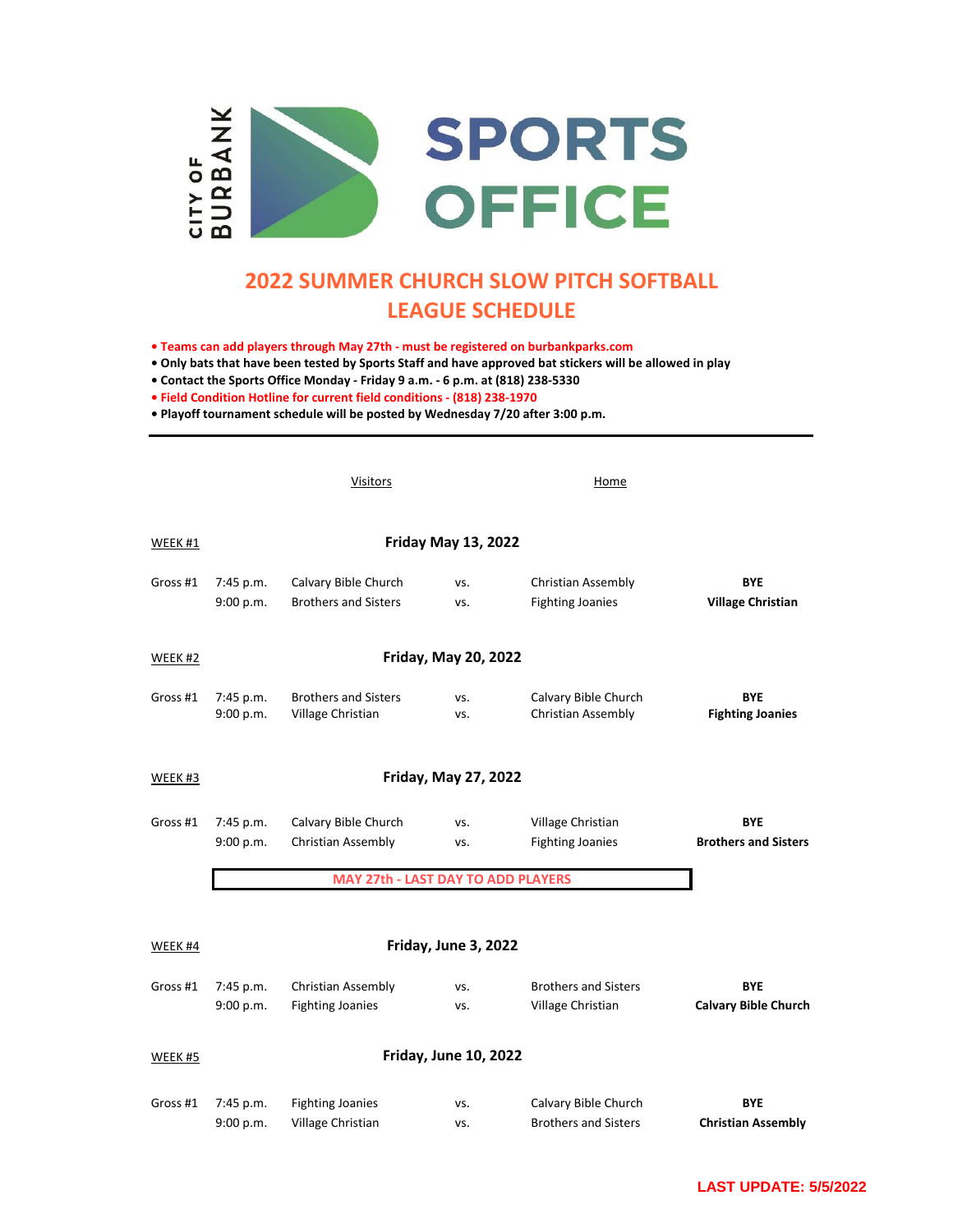CITY OF BURBANK SPORTS OFFICE

# 2022 SUMMER CHURCH SLOW PITCH SOFTBALL LEAGUE SCHEDULE

- **Teams can add players through May 27th - must be registered on burbankparks.com**
- **Only bats that have been tested by Sports Staff and have approved bat stickers will be allowed in play**
- **Contact the Sports Office Monday - Friday 9 a.m. - 6 p.m. at (818) 238-5330**
- **Field Condition Hotline for current field conditions - (818) 238-1970**
- **Playoff tournament schedule will be posted by Wednesday 7/20 after 3:00 p.m.**

---

| | | Visitors | | Home | |
|---|---|---|---|---|---|
| WEEK #1 | | **Friday May 13, 2022** | | | |
| Gross #1 | 7:45 p.m. | Calvary Bible Church | vs. | Christian Assembly | **BYE** |
| | 9:00 p.m. | Brothers and Sisters | vs. | Fighting Joanies | **Village Christian** |
| WEEK #2 | | **Friday, May 20, 2022** | | | |
| Gross #1 | 7:45 p.m. | Brothers and Sisters | vs. | Calvary Bible Church | **BYE** |
| | 9:00 p.m. | Village Christian | vs. | Christian Assembly | **Fighting Joanies** |
| WEEK #3 | | **Friday, May 27, 2022** | | | |
| Gross #1 | 7:45 p.m. | Calvary Bible Church | vs. | Village Christian | **BYE** |
| | 9:00 p.m. | Christian Assembly | vs. | Fighting Joanies | **Brothers and Sisters** |

**MAY 27th - LAST DAY TO ADD PLAYERS**

| | | Visitors | | Home | |
|---|---|---|---|---|---|
| WEEK #4 | | **Friday, June 3, 2022** | | | |
| Gross #1 | 7:45 p.m. | Christian Assembly | vs. | Brothers and Sisters | **BYE** |
| | 9:00 p.m. | Fighting Joanies | vs. | Village Christian | **Calvary Bible Church** |
| WEEK #5 | | **Friday, June 10, 2022** | | | |
| Gross #1 | 7:45 p.m. | Fighting Joanies | vs. | Calvary Bible Church | **BYE** |
| | 9:00 p.m. | Village Christian | vs. | Brothers and Sisters | **Christian Assembly** |

**LAST UPDATE: 5/5/2022**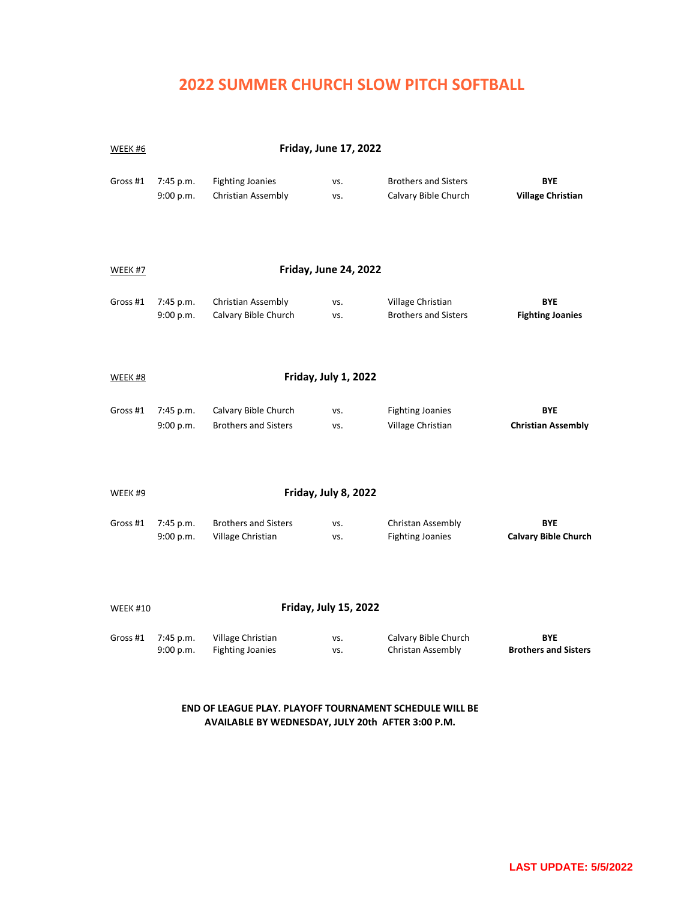# 2022 SUMMER CHURCH SLOW PITCH SOFTBALL

WEEK #6 — **Friday, June 17, 2022**

| | | | | | |
|---|---|---|---|---|---|
| Gross #1 | 7:45 p.m. | Fighting Joanies | vs. | Brothers and Sisters | **BYE** |
| | 9:00 p.m. | Christian Assembly | vs. | Calvary Bible Church | **Village Christian** |

WEEK #7 — **Friday, June 24, 2022**

| | | | | | |
|---|---|---|---|---|---|
| Gross #1 | 7:45 p.m. | Christian Assembly | vs. | Village Christian | **BYE** |
| | 9:00 p.m. | Calvary Bible Church | vs. | Brothers and Sisters | **Fighting Joanies** |

WEEK #8 — **Friday, July 1, 2022**

| | | | | | |
|---|---|---|---|---|---|
| Gross #1 | 7:45 p.m. | Calvary Bible Church | vs. | Fighting Joanies | **BYE** |
| | 9:00 p.m. | Brothers and Sisters | vs. | Village Christian | **Christian Assembly** |

WEEK #9 — **Friday, July 8, 2022**

| | | | | | |
|---|---|---|---|---|---|
| Gross #1 | 7:45 p.m. | Brothers and Sisters | vs. | Christan Assembly | **BYE** |
| | 9:00 p.m. | Village Christian | vs. | Fighting Joanies | **Calvary Bible Church** |

WEEK #10 — **Friday, July 15, 2022**

| | | | | | |
|---|---|---|---|---|---|
| Gross #1 | 7:45 p.m. | Village Christian | vs. | Calvary Bible Church | **BYE** |
| | 9:00 p.m. | Fighting Joanies | vs. | Christan Assembly | **Brothers and Sisters** |

**END OF LEAGUE PLAY. PLAYOFF TOURNAMENT SCHEDULE WILL BE AVAILABLE BY WEDNESDAY, JULY 20th AFTER 3:00 P.M.**

**LAST UPDATE: 5/5/2022**